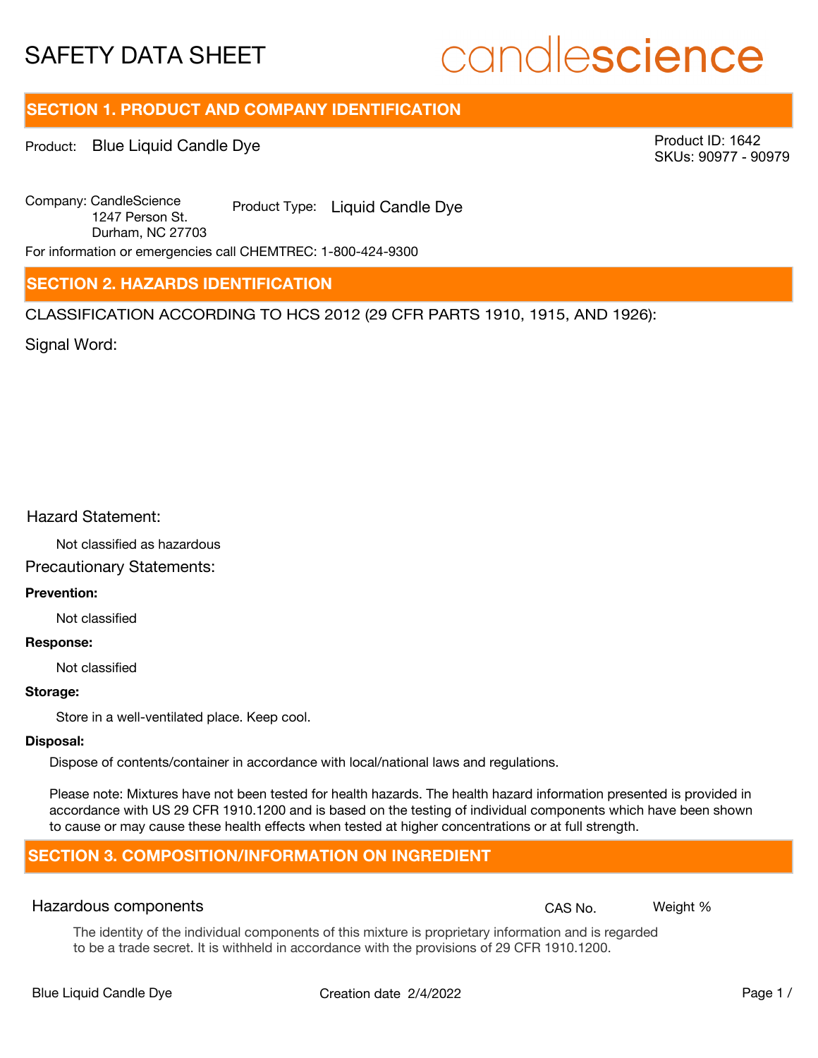# SAFETY DATA SHEET

candlescience

## SECTION 1. PRODUCT AND COMPANY IDENTIFICATION

Product: Blue Liquid Candle Dye

Product ID: 1642
SKUs: 90977 - 90979

Company: CandleScience
1247 Person St.
Durham, NC 27703

Product Type: Liquid Candle Dye

For information or emergencies call CHEMTREC: 1-800-424-9300

## SECTION 2. HAZARDS IDENTIFICATION

CLASSIFICATION ACCORDING TO HCS 2012 (29 CFR PARTS 1910, 1915, AND 1926):

Signal Word:

Hazard Statement:

Not classified as hazardous

Precautionary Statements:

**Prevention:**

Not classified

**Response:**

Not classified

**Storage:**

Store in a well-ventilated place. Keep cool.

**Disposal:**

Dispose of contents/container in accordance with local/national laws and regulations.

Please note: Mixtures have not been tested for health hazards. The health hazard information presented is provided in accordance with US 29 CFR 1910.1200 and is based on the testing of individual components which have been shown to cause or may cause these health effects when tested at higher concentrations or at full strength.

## SECTION 3. COMPOSITION/INFORMATION ON INGREDIENT

| Hazardous components | CAS No. | Weight % |
|---|---|---|

The identity of the individual components of this mixture is proprietary information and is regarded to be a trade secret. It is withheld in accordance with the provisions of 29 CFR 1910.1200.

Blue Liquid Candle Dye Creation date 2/4/2022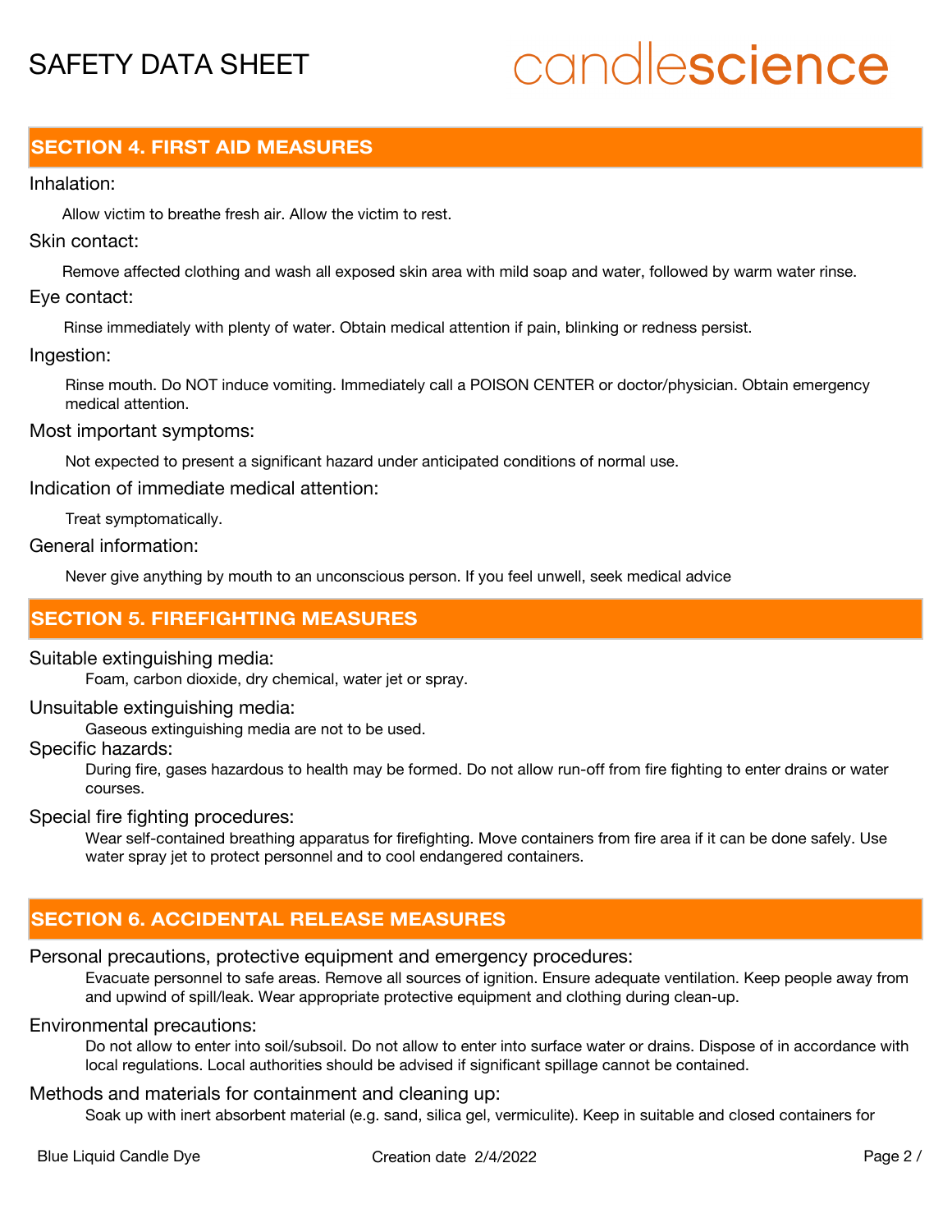## SECTION 4. FIRST AID MEASURES

Inhalation:

Allow victim to breathe fresh air. Allow the victim to rest.

Skin contact:

Remove affected clothing and wash all exposed skin area with mild soap and water, followed by warm water rinse.

Eye contact:

Rinse immediately with plenty of water. Obtain medical attention if pain, blinking or redness persist.

Ingestion:

Rinse mouth. Do NOT induce vomiting. Immediately call a POISON CENTER or doctor/physician. Obtain emergency medical attention.

Most important symptoms:

Not expected to present a significant hazard under anticipated conditions of normal use.

Indication of immediate medical attention:

Treat symptomatically.

General information:

Never give anything by mouth to an unconscious person. If you feel unwell, seek medical advice

## SECTION 5. FIREFIGHTING MEASURES

Suitable extinguishing media:

Foam, carbon dioxide, dry chemical, water jet or spray.

Unsuitable extinguishing media:

Gaseous extinguishing media are not to be used.

Specific hazards:

During fire, gases hazardous to health may be formed. Do not allow run-off from fire fighting to enter drains or water courses.

Special fire fighting procedures:

Wear self-contained breathing apparatus for firefighting. Move containers from fire area if it can be done safely. Use water spray jet to protect personnel and to cool endangered containers.

## SECTION 6. ACCIDENTAL RELEASE MEASURES

Personal precautions, protective equipment and emergency procedures:

Evacuate personnel to safe areas. Remove all sources of ignition. Ensure adequate ventilation. Keep people away from and upwind of spill/leak. Wear appropriate protective equipment and clothing during clean-up.

Environmental precautions:

Do not allow to enter into soil/subsoil. Do not allow to enter into surface water or drains. Dispose of in accordance with local regulations. Local authorities should be advised if significant spillage cannot be contained.

Methods and materials for containment and cleaning up:

Soak up with inert absorbent material (e.g. sand, silica gel, vermiculite). Keep in suitable and closed containers for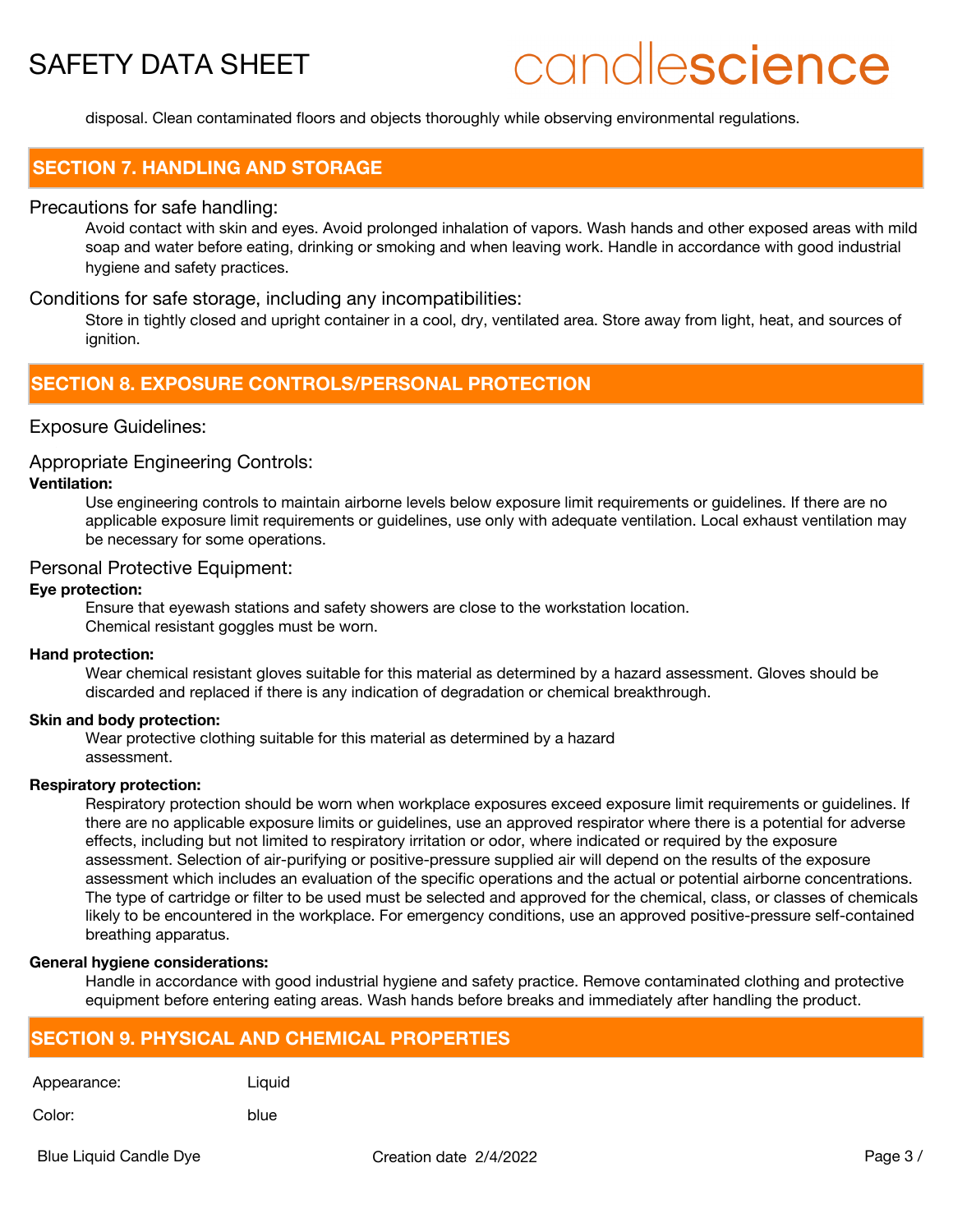disposal. Clean contaminated floors and objects thoroughly while observing environmental regulations.

## SECTION 7. HANDLING AND STORAGE

### Precautions for safe handling:

Avoid contact with skin and eyes. Avoid prolonged inhalation of vapors. Wash hands and other exposed areas with mild soap and water before eating, drinking or smoking and when leaving work. Handle in accordance with good industrial hygiene and safety practices.

### Conditions for safe storage, including any incompatibilities:

Store in tightly closed and upright container in a cool, dry, ventilated area. Store away from light, heat, and sources of ignition.

## SECTION 8. EXPOSURE CONTROLS/PERSONAL PROTECTION

### Exposure Guidelines:

### Appropriate Engineering Controls:

**Ventilation:**

Use engineering controls to maintain airborne levels below exposure limit requirements or guidelines. If there are no applicable exposure limit requirements or guidelines, use only with adequate ventilation. Local exhaust ventilation may be necessary for some operations.

### Personal Protective Equipment:

**Eye protection:**

Ensure that eyewash stations and safety showers are close to the workstation location.
Chemical resistant goggles must be worn.

**Hand protection:**

Wear chemical resistant gloves suitable for this material as determined by a hazard assessment. Gloves should be discarded and replaced if there is any indication of degradation or chemical breakthrough.

**Skin and body protection:**

Wear protective clothing suitable for this material as determined by a hazard assessment.

**Respiratory protection:**

Respiratory protection should be worn when workplace exposures exceed exposure limit requirements or guidelines. If there are no applicable exposure limits or guidelines, use an approved respirator where there is a potential for adverse effects, including but not limited to respiratory irritation or odor, where indicated or required by the exposure assessment. Selection of air-purifying or positive-pressure supplied air will depend on the results of the exposure assessment which includes an evaluation of the specific operations and the actual or potential airborne concentrations. The type of cartridge or filter to be used must be selected and approved for the chemical, class, or classes of chemicals likely to be encountered in the workplace. For emergency conditions, use an approved positive-pressure self-contained breathing apparatus.

**General hygiene considerations:**

Handle in accordance with good industrial hygiene and safety practice. Remove contaminated clothing and protective equipment before entering eating areas. Wash hands before breaks and immediately after handling the product.

## SECTION 9. PHYSICAL AND CHEMICAL PROPERTIES

| | |
|---|---|
| Appearance: | Liquid |
| Color: | blue |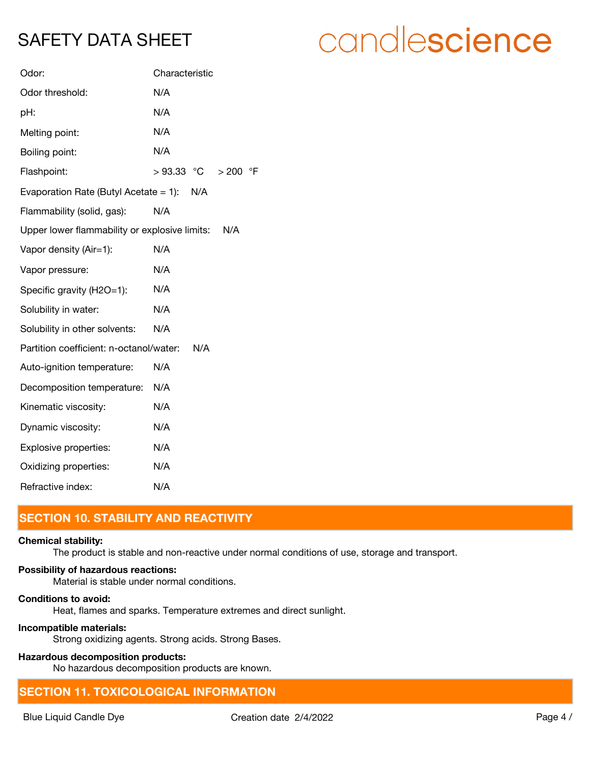| | |
|---|---|
| Odor: | Characteristic |
| Odor threshold: | N/A |
| pH: | N/A |
| Melting point: | N/A |
| Boiling point: | N/A |
| Flashpoint: | > 93.33 °C > 200 °F |
| Evaporation Rate (Butyl Acetate = 1): | N/A |
| Flammability (solid, gas): | N/A |
| Upper lower flammability or explosive limits: | N/A |
| Vapor density (Air=1): | N/A |
| Vapor pressure: | N/A |
| Specific gravity (H2O=1): | N/A |
| Solubility in water: | N/A |
| Solubility in other solvents: | N/A |
| Partition coefficient: n-octanol/water: | N/A |
| Auto-ignition temperature: | N/A |
| Decomposition temperature: | N/A |
| Kinematic viscosity: | N/A |
| Dynamic viscosity: | N/A |
| Explosive properties: | N/A |
| Oxidizing properties: | N/A |
| Refractive index: | N/A |

## SECTION 10. STABILITY AND REACTIVITY

**Chemical stability:**

The product is stable and non-reactive under normal conditions of use, storage and transport.

**Possibility of hazardous reactions:**

Material is stable under normal conditions.

**Conditions to avoid:**

Heat, flames and sparks. Temperature extremes and direct sunlight.

**Incompatible materials:**

Strong oxidizing agents. Strong acids. Strong Bases.

**Hazardous decomposition products:**

No hazardous decomposition products are known.

## SECTION 11. TOXICOLOGICAL INFORMATION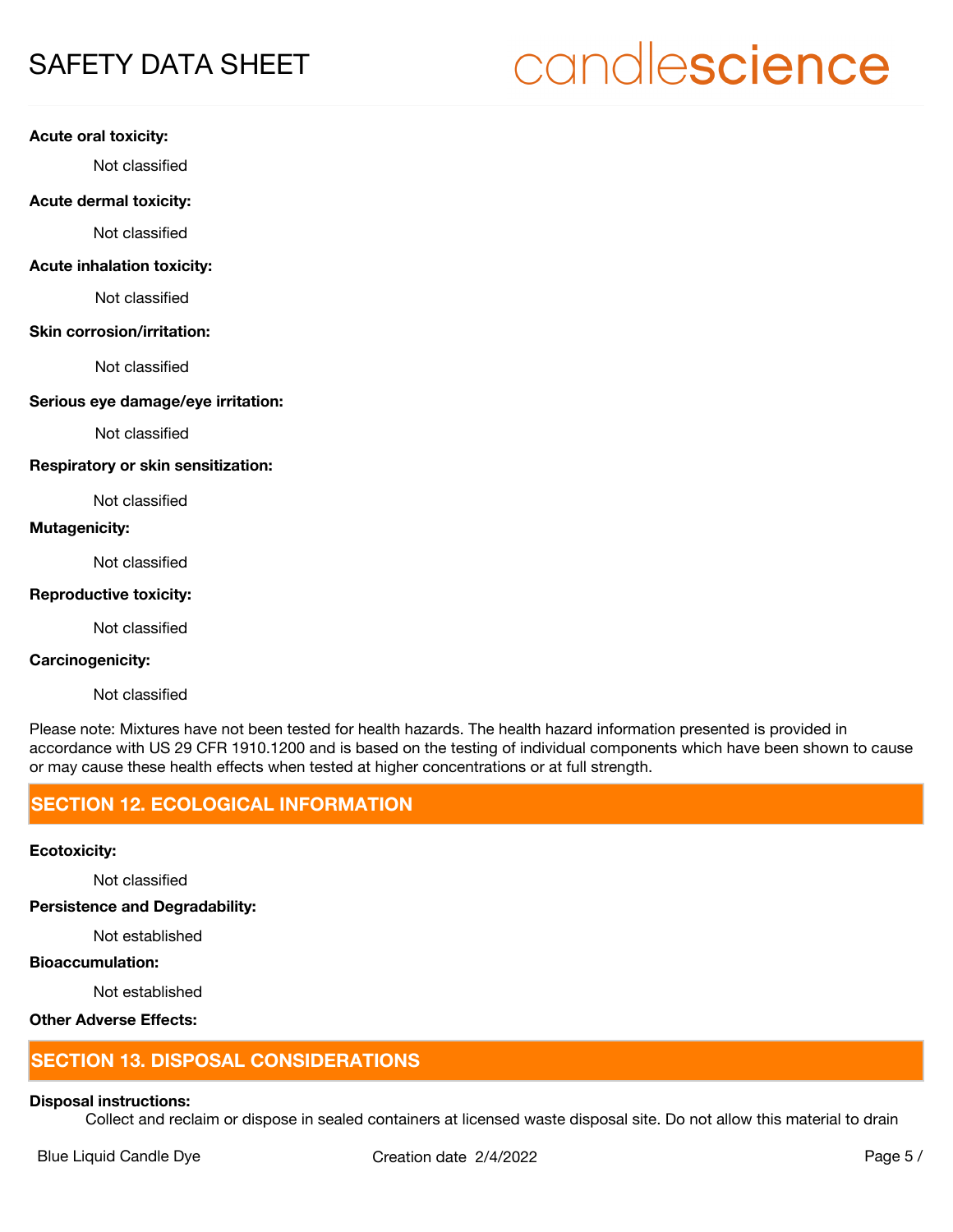**Acute oral toxicity:**

Not classified

**Acute dermal toxicity:**

Not classified

**Acute inhalation toxicity:**

Not classified

**Skin corrosion/irritation:**

Not classified

**Serious eye damage/eye irritation:**

Not classified

**Respiratory or skin sensitization:**

Not classified

**Mutagenicity:**

Not classified

**Reproductive toxicity:**

Not classified

**Carcinogenicity:**

Not classified

Please note: Mixtures have not been tested for health hazards. The health hazard information presented is provided in accordance with US 29 CFR 1910.1200 and is based on the testing of individual components which have been shown to cause or may cause these health effects when tested at higher concentrations or at full strength.

## SECTION 12. ECOLOGICAL INFORMATION

**Ecotoxicity:**

Not classified

**Persistence and Degradability:**

Not established

**Bioaccumulation:**

Not established

**Other Adverse Effects:**

## SECTION 13. DISPOSAL CONSIDERATIONS

**Disposal instructions:**

Collect and reclaim or dispose in sealed containers at licensed waste disposal site. Do not allow this material to drain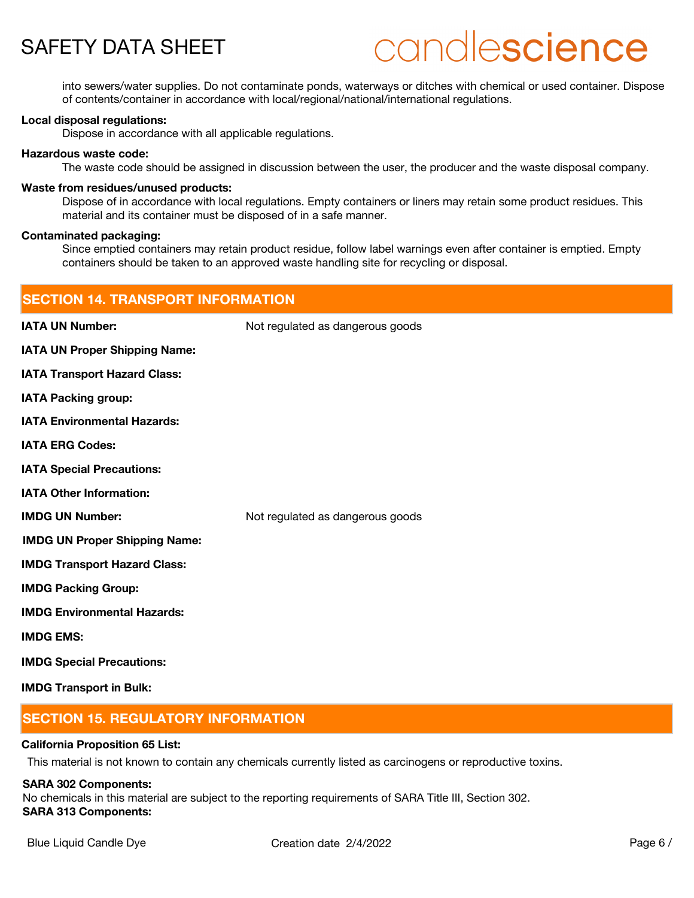into sewers/water supplies. Do not contaminate ponds, waterways or ditches with chemical or used container. Dispose of contents/container in accordance with local/regional/national/international regulations.

**Local disposal regulations:**

Dispose in accordance with all applicable regulations.

**Hazardous waste code:**

The waste code should be assigned in discussion between the user, the producer and the waste disposal company.

**Waste from residues/unused products:**

Dispose of in accordance with local regulations. Empty containers or liners may retain some product residues. This material and its container must be disposed of in a safe manner.

**Contaminated packaging:**

Since emptied containers may retain product residue, follow label warnings even after container is emptied. Empty containers should be taken to an approved waste handling site for recycling or disposal.

## SECTION 14. TRANSPORT INFORMATION

**IATA UN Number:** Not regulated as dangerous goods

**IATA UN Proper Shipping Name:**

**IATA Transport Hazard Class:**

**IATA Packing group:**

**IATA Environmental Hazards:**

**IATA ERG Codes:**

**IATA Special Precautions:**

**IATA Other Information:**

**IMDG UN Number:** Not regulated as dangerous goods

**IMDG UN Proper Shipping Name:**

**IMDG Transport Hazard Class:**

**IMDG Packing Group:**

**IMDG Environmental Hazards:**

**IMDG EMS:**

**IMDG Special Precautions:**

**IMDG Transport in Bulk:**

## SECTION 15. REGULATORY INFORMATION

**California Proposition 65 List:**

This material is not known to contain any chemicals currently listed as carcinogens or reproductive toxins.

**SARA 302 Components:**

No chemicals in this material are subject to the reporting requirements of SARA Title III, Section 302.

**SARA 313 Components:**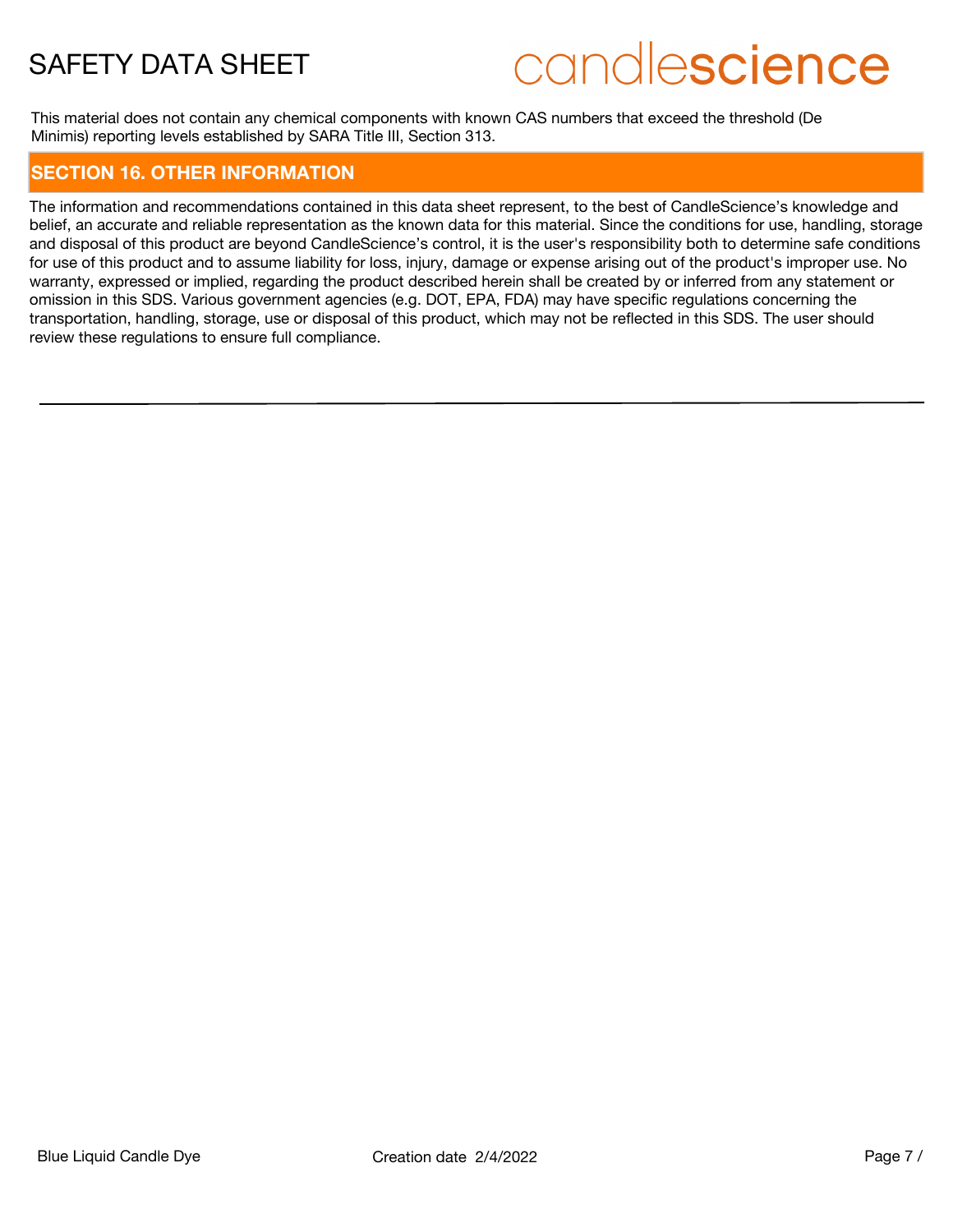This material does not contain any chemical components with known CAS numbers that exceed the threshold (De Minimis) reporting levels established by SARA Title III, Section 313.

## SECTION 16. OTHER INFORMATION

The information and recommendations contained in this data sheet represent, to the best of CandleScience's knowledge and belief, an accurate and reliable representation as the known data for this material. Since the conditions for use, handling, storage and disposal of this product are beyond CandleScience's control, it is the user's responsibility both to determine safe conditions for use of this product and to assume liability for loss, injury, damage or expense arising out of the product's improper use. No warranty, expressed or implied, regarding the product described herein shall be created by or inferred from any statement or omission in this SDS. Various government agencies (e.g. DOT, EPA, FDA) may have specific regulations concerning the transportation, handling, storage, use or disposal of this product, which may not be reflected in this SDS. The user should review these regulations to ensure full compliance.

---